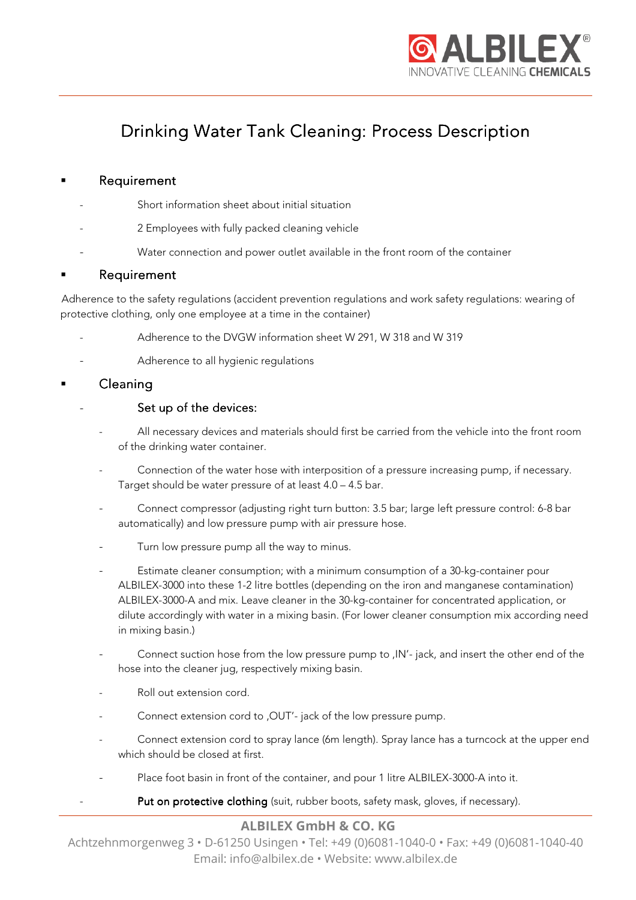# Drinking Water Tank Cleaning: Process Description

- ## Requirement

  - Short information sheet about initial situation
  - 2 Employees with fully packed cleaning vehicle
  - Water connection and power outlet available in the front room of the container

- ## Requirement

Adherence to the safety regulations (accident prevention regulations and work safety regulations: wearing of protective clothing, only one employee at a time in the container)

  - Adherence to the DVGW information sheet W 291, W 318 and W 319
  - Adherence to all hygienic regulations

- ## Cleaning

  - Set up of the devices:
    - All necessary devices and materials should first be carried from the vehicle into the front room of the drinking water container.
    - Connection of the water hose with interposition of a pressure increasing pump, if necessary. Target should be water pressure of at least 4.0 – 4.5 bar.
    - Connect compressor (adjusting right turn button: 3.5 bar; large left pressure control: 6-8 bar automatically) and low pressure pump with air pressure hose.
    - Turn low pressure pump all the way to minus.
    - Estimate cleaner consumption; with a minimum consumption of a 30-kg-container pour ALBILEX-3000 into these 1-2 litre bottles (depending on the iron and manganese contamination) ALBILEX-3000-A and mix. Leave cleaner in the 30-kg-container for concentrated application, or dilute accordingly with water in a mixing basin. (For lower cleaner consumption mix according need in mixing basin.)
    - Connect suction hose from the low pressure pump to ‚IN'- jack, and insert the other end of the hose into the cleaner jug, respectively mixing basin.
    - Roll out extension cord.
    - Connect extension cord to ‚OUT'- jack of the low pressure pump.
    - Connect extension cord to spray lance (6m length). Spray lance has a turncock at the upper end which should be closed at first.
    - Place foot basin in front of the container, and pour 1 litre ALBILEX-3000-A into it.
  - Put on protective clothing (suit, rubber boots, safety mask, gloves, if necessary).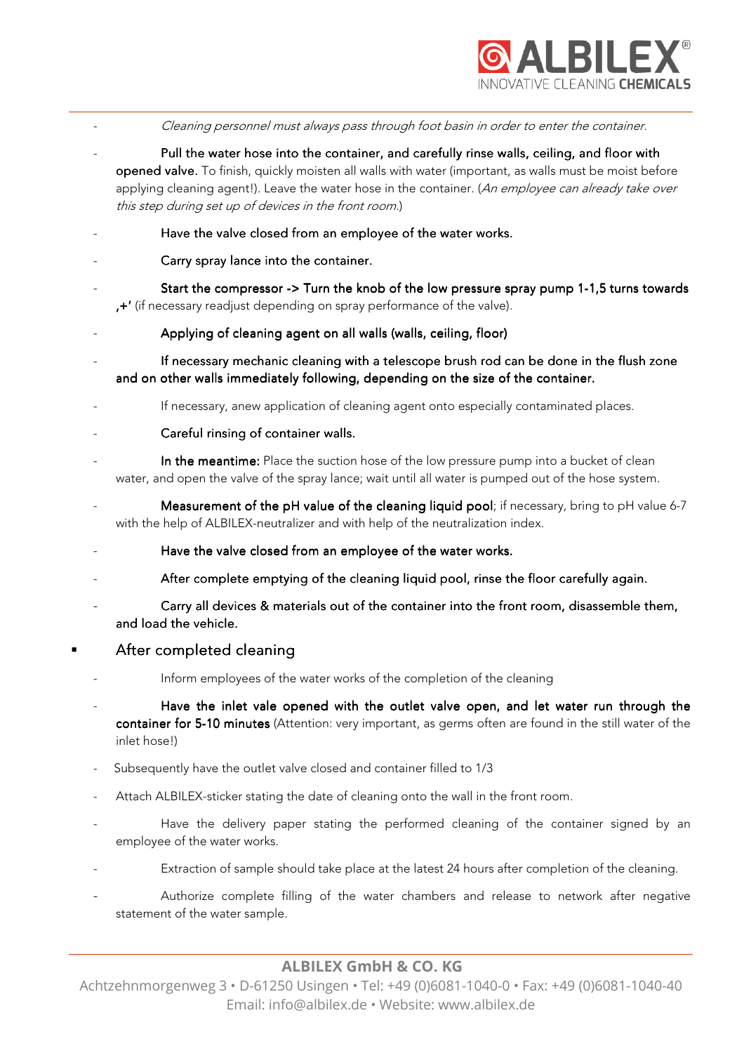- *Cleaning personnel must always pass through foot basin in order to enter the container.*
- Pull the water hose into the container, and carefully rinse walls, ceiling, and floor with opened valve. To finish, quickly moisten all walls with water (important, as walls must be moist before applying cleaning agent!). Leave the water hose in the container. (*An employee can already take over this step during set up of devices in the front room.*)
- Have the valve closed from an employee of the water works.
- Carry spray lance into the container.
- Start the compressor -> Turn the knob of the low pressure spray pump 1-1,5 turns towards ‚+' (if necessary readjust depending on spray performance of the valve).
- Applying of cleaning agent on all walls (walls, ceiling, floor)
- If necessary mechanic cleaning with a telescope brush rod can be done in the flush zone and on other walls immediately following, depending on the size of the container.
- If necessary, anew application of cleaning agent onto especially contaminated places.
- Careful rinsing of container walls.
- In the meantime: Place the suction hose of the low pressure pump into a bucket of clean water, and open the valve of the spray lance; wait until all water is pumped out of the hose system.
- Measurement of the pH value of the cleaning liquid pool; if necessary, bring to pH value 6-7 with the help of ALBILEX-neutralizer and with help of the neutralization index.
- Have the valve closed from an employee of the water works.
- After complete emptying of the cleaning liquid pool, rinse the floor carefully again.
- Carry all devices & materials out of the container into the front room, disassemble them, and load the vehicle.

## After completed cleaning

- Inform employees of the water works of the completion of the cleaning
- Have the inlet vale opened with the outlet valve open, and let water run through the container for 5-10 minutes (Attention: very important, as germs often are found in the still water of the inlet hose!)
- Subsequently have the outlet valve closed and container filled to 1/3
- Attach ALBILEX-sticker stating the date of cleaning onto the wall in the front room.
- Have the delivery paper stating the performed cleaning of the container signed by an employee of the water works.
- Extraction of sample should take place at the latest 24 hours after completion of the cleaning.
- Authorize complete filling of the water chambers and release to network after negative statement of the water sample.